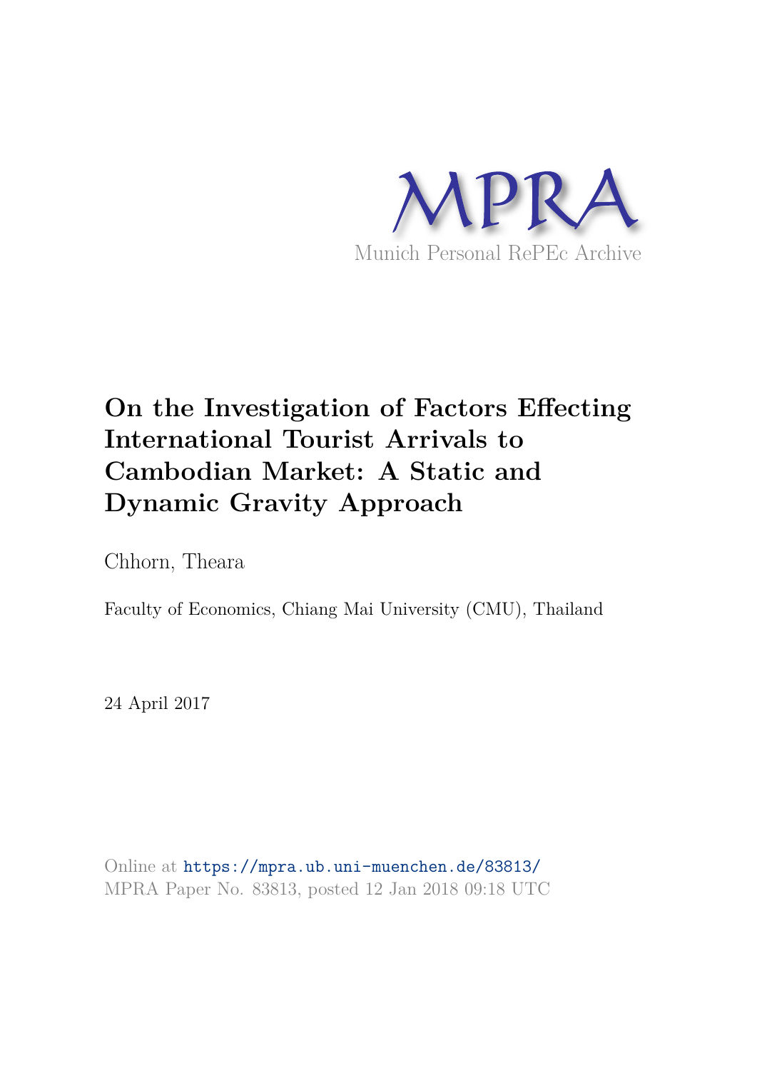MPRA

Munich Personal RePEc Archive

# On the Investigation of Factors Effecting International Tourist Arrivals to Cambodian Market: A Static and Dynamic Gravity Approach

Chhorn, Theara

Faculty of Economics, Chiang Mai University (CMU), Thailand

24 April 2017

Online at https://mpra.ub.uni-muenchen.de/83813/
MPRA Paper No. 83813, posted 12 Jan 2018 09:18 UTC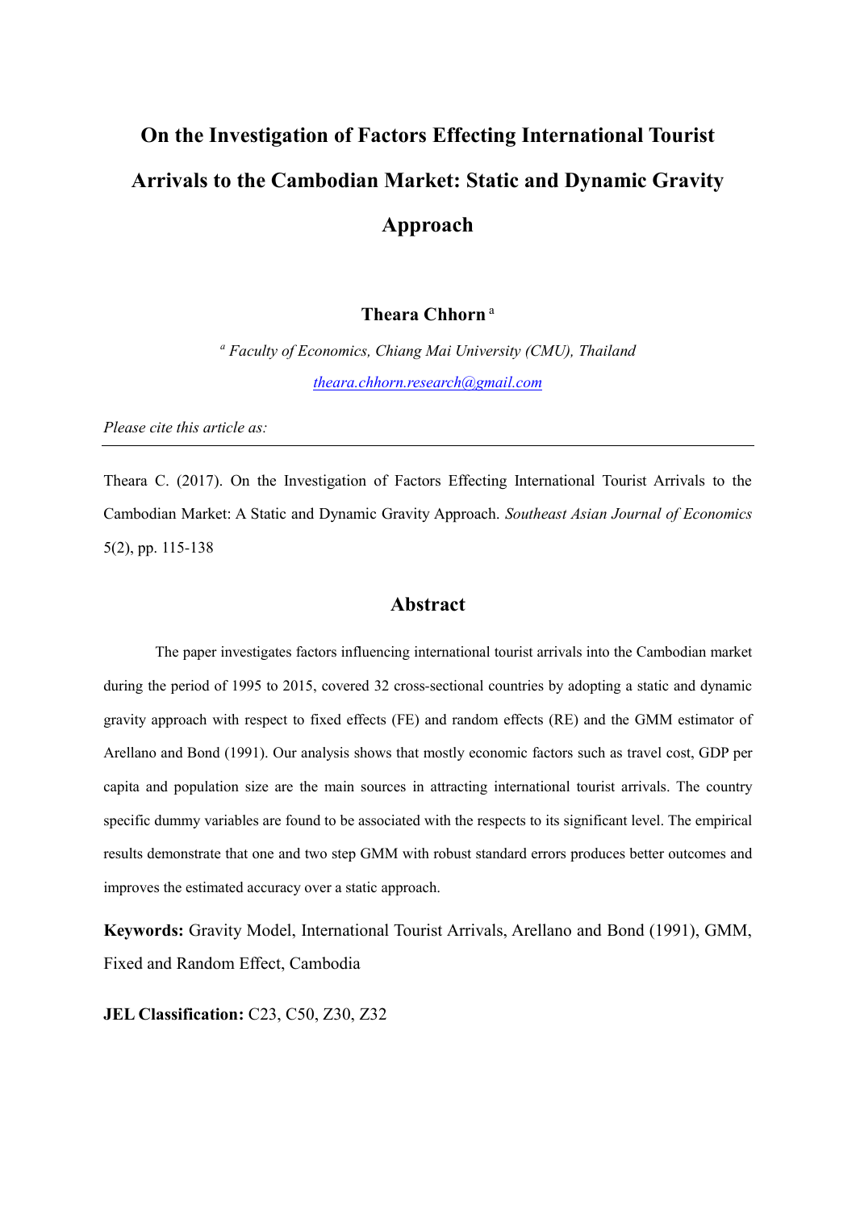# On the Investigation of Factors Effecting International Tourist Arrivals to the Cambodian Market: Static and Dynamic Gravity Approach

**Theara Chhorn** [a]

[a] *Faculty of Economics, Chiang Mai University (CMU), Thailand*

theara.chhorn.research@gmail.com

*Please cite this article as:*

---

Theara C. (2017). On the Investigation of Factors Effecting International Tourist Arrivals to the Cambodian Market: A Static and Dynamic Gravity Approach. *Southeast Asian Journal of Economics* 5(2), pp. 115-138

## Abstract

The paper investigates factors influencing international tourist arrivals into the Cambodian market during the period of 1995 to 2015, covered 32 cross-sectional countries by adopting a static and dynamic gravity approach with respect to fixed effects (FE) and random effects (RE) and the GMM estimator of Arellano and Bond (1991). Our analysis shows that mostly economic factors such as travel cost, GDP per capita and population size are the main sources in attracting international tourist arrivals. The country specific dummy variables are found to be associated with the respects to its significant level. The empirical results demonstrate that one and two step GMM with robust standard errors produces better outcomes and improves the estimated accuracy over a static approach.

**Keywords:** Gravity Model, International Tourist Arrivals, Arellano and Bond (1991), GMM, Fixed and Random Effect, Cambodia

**JEL Classification:** C23, C50, Z30, Z32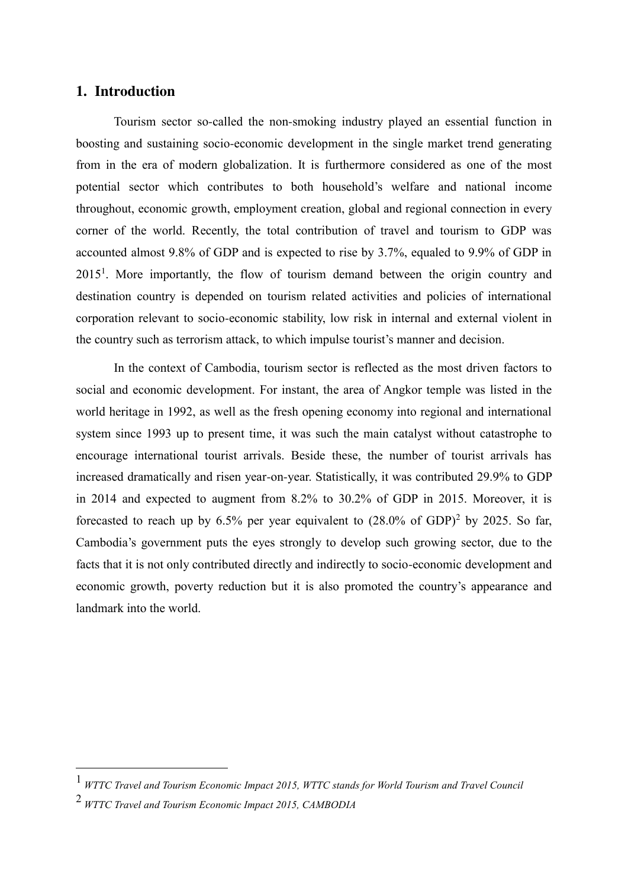## 1. Introduction

Tourism sector so-called the non-smoking industry played an essential function in boosting and sustaining socio-economic development in the single market trend generating from in the era of modern globalization. It is furthermore considered as one of the most potential sector which contributes to both household's welfare and national income throughout, economic growth, employment creation, global and regional connection in every corner of the world. Recently, the total contribution of travel and tourism to GDP was accounted almost 9.8% of GDP and is expected to rise by 3.7%, equaled to 9.9% of GDP in 2015[1]. More importantly, the flow of tourism demand between the origin country and destination country is depended on tourism related activities and policies of international corporation relevant to socio-economic stability, low risk in internal and external violent in the country such as terrorism attack, to which impulse tourist's manner and decision.

In the context of Cambodia, tourism sector is reflected as the most driven factors to social and economic development. For instant, the area of Angkor temple was listed in the world heritage in 1992, as well as the fresh opening economy into regional and international system since 1993 up to present time, it was such the main catalyst without catastrophe to encourage international tourist arrivals. Beside these, the number of tourist arrivals has increased dramatically and risen year-on-year. Statistically, it was contributed 29.9% to GDP in 2014 and expected to augment from 8.2% to 30.2% of GDP in 2015. Moreover, it is forecasted to reach up by 6.5% per year equivalent to (28.0% of GDP)[2] by 2025. So far, Cambodia's government puts the eyes strongly to develop such growing sector, due to the facts that it is not only contributed directly and indirectly to socio-economic development and economic growth, poverty reduction but it is also promoted the country's appearance and landmark into the world.

---

[1] *WTTC Travel and Tourism Economic Impact 2015, WTTC stands for World Tourism and Travel Council*

[2] *WTTC Travel and Tourism Economic Impact 2015, CAMBODIA*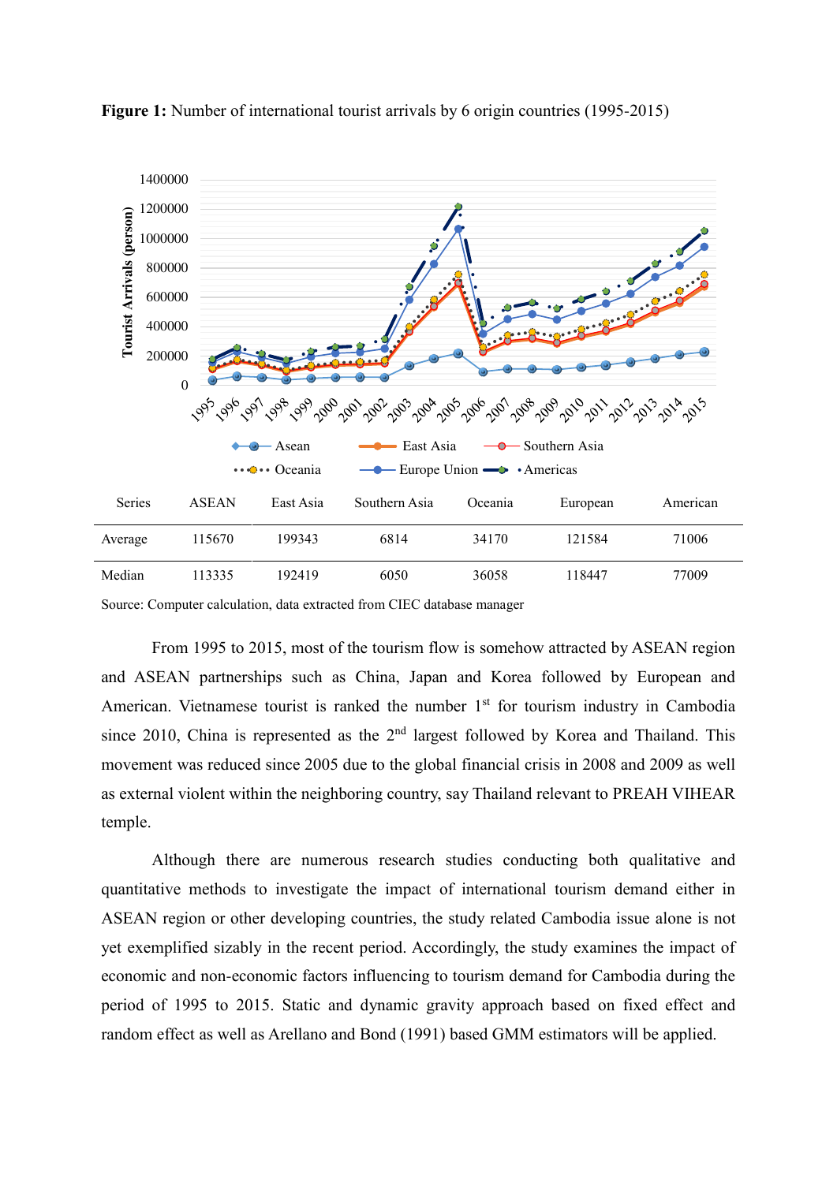**Figure 1:** Number of international tourist arrivals by 6 origin countries (1995-2015)

Tourist Arrivals (person)

1400000
1200000
1000000
800000
600000
400000
200000
0

1995 1996 1997 1998 1999 2000 2001 2002 2003 2004 2005 2006 2007 2008 2009 2010 2011 2012 2013 2014 2015

Asean
East Asia
Southern Asia
Oceania
Europe Union
Americas

| Series | ASEAN | East Asia | Southern Asia | Oceania | European | American |
|---|---|---|---|---|---|---|
| Average | 115670 | 199343 | 6814 | 34170 | 121584 | 71006 |
| Median | 113335 | 192419 | 6050 | 36058 | 118447 | 77009 |

Source: Computer calculation, data extracted from CIEC database manager

From 1995 to 2015, most of the tourism flow is somehow attracted by ASEAN region and ASEAN partnerships such as China, Japan and Korea followed by European and American. Vietnamese tourist is ranked the number 1st for tourism industry in Cambodia since 2010, China is represented as the 2nd largest followed by Korea and Thailand. This movement was reduced since 2005 due to the global financial crisis in 2008 and 2009 as well as external violent within the neighboring country, say Thailand relevant to PREAH VIHEAR temple.

Although there are numerous research studies conducting both qualitative and quantitative methods to investigate the impact of international tourism demand either in ASEAN region or other developing countries, the study related Cambodia issue alone is not yet exemplified sizably in the recent period. Accordingly, the study examines the impact of economic and non-economic factors influencing to tourism demand for Cambodia during the period of 1995 to 2015. Static and dynamic gravity approach based on fixed effect and random effect as well as Arellano and Bond (1991) based GMM estimators will be applied.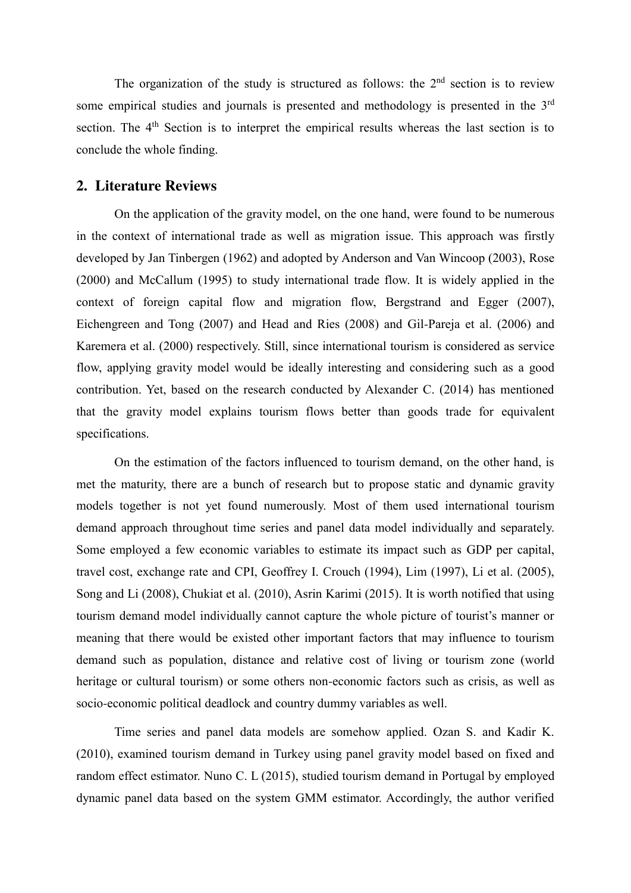The organization of the study is structured as follows: the 2nd section is to review some empirical studies and journals is presented and methodology is presented in the 3rd section. The 4th Section is to interpret the empirical results whereas the last section is to conclude the whole finding.

## 2. Literature Reviews

On the application of the gravity model, on the one hand, were found to be numerous in the context of international trade as well as migration issue. This approach was firstly developed by Jan Tinbergen (1962) and adopted by Anderson and Van Wincoop (2003), Rose (2000) and McCallum (1995) to study international trade flow. It is widely applied in the context of foreign capital flow and migration flow, Bergstrand and Egger (2007), Eichengreen and Tong (2007) and Head and Ries (2008) and Gil-Pareja et al. (2006) and Karemera et al. (2000) respectively. Still, since international tourism is considered as service flow, applying gravity model would be ideally interesting and considering such as a good contribution. Yet, based on the research conducted by Alexander C. (2014) has mentioned that the gravity model explains tourism flows better than goods trade for equivalent specifications.

On the estimation of the factors influenced to tourism demand, on the other hand, is met the maturity, there are a bunch of research but to propose static and dynamic gravity models together is not yet found numerously. Most of them used international tourism demand approach throughout time series and panel data model individually and separately. Some employed a few economic variables to estimate its impact such as GDP per capital, travel cost, exchange rate and CPI, Geoffrey I. Crouch (1994), Lim (1997), Li et al. (2005), Song and Li (2008), Chukiat et al. (2010), Asrin Karimi (2015). It is worth notified that using tourism demand model individually cannot capture the whole picture of tourist's manner or meaning that there would be existed other important factors that may influence to tourism demand such as population, distance and relative cost of living or tourism zone (world heritage or cultural tourism) or some others non-economic factors such as crisis, as well as socio-economic political deadlock and country dummy variables as well.

Time series and panel data models are somehow applied. Ozan S. and Kadir K. (2010), examined tourism demand in Turkey using panel gravity model based on fixed and random effect estimator. Nuno C. L (2015), studied tourism demand in Portugal by employed dynamic panel data based on the system GMM estimator. Accordingly, the author verified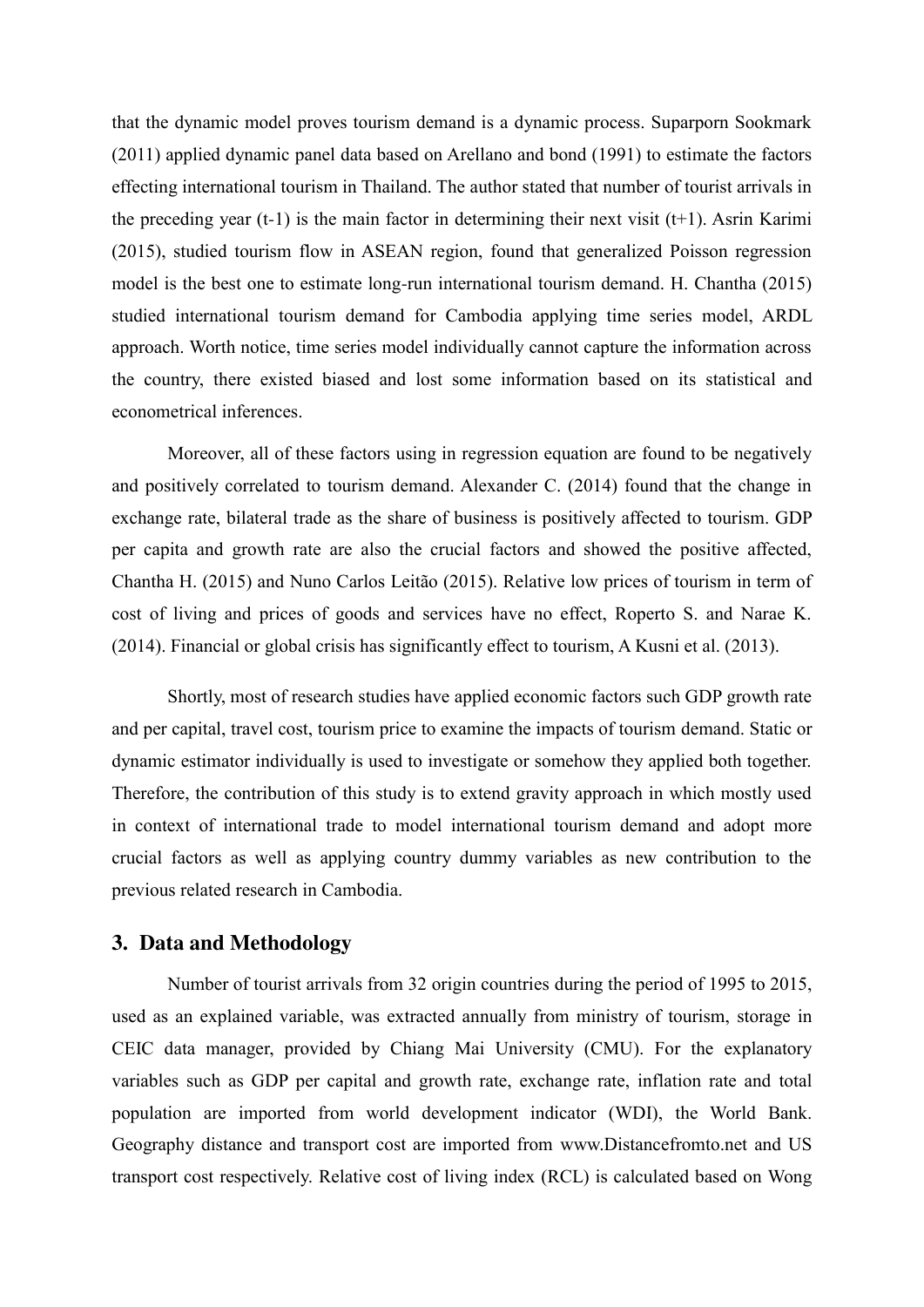that the dynamic model proves tourism demand is a dynamic process. Suparporn Sookmark (2011) applied dynamic panel data based on Arellano and bond (1991) to estimate the factors effecting international tourism in Thailand. The author stated that number of tourist arrivals in the preceding year (t-1) is the main factor in determining their next visit (t+1). Asrin Karimi (2015), studied tourism flow in ASEAN region, found that generalized Poisson regression model is the best one to estimate long-run international tourism demand. H. Chantha (2015) studied international tourism demand for Cambodia applying time series model, ARDL approach. Worth notice, time series model individually cannot capture the information across the country, there existed biased and lost some information based on its statistical and econometrical inferences.

Moreover, all of these factors using in regression equation are found to be negatively and positively correlated to tourism demand. Alexander C. (2014) found that the change in exchange rate, bilateral trade as the share of business is positively affected to tourism. GDP per capita and growth rate are also the crucial factors and showed the positive affected, Chantha H. (2015) and Nuno Carlos Leitão (2015). Relative low prices of tourism in term of cost of living and prices of goods and services have no effect, Roperto S. and Narae K. (2014). Financial or global crisis has significantly effect to tourism, A Kusni et al. (2013).

Shortly, most of research studies have applied economic factors such GDP growth rate and per capital, travel cost, tourism price to examine the impacts of tourism demand. Static or dynamic estimator individually is used to investigate or somehow they applied both together. Therefore, the contribution of this study is to extend gravity approach in which mostly used in context of international trade to model international tourism demand and adopt more crucial factors as well as applying country dummy variables as new contribution to the previous related research in Cambodia.

## 3. Data and Methodology

Number of tourist arrivals from 32 origin countries during the period of 1995 to 2015, used as an explained variable, was extracted annually from ministry of tourism, storage in CEIC data manager, provided by Chiang Mai University (CMU). For the explanatory variables such as GDP per capital and growth rate, exchange rate, inflation rate and total population are imported from world development indicator (WDI), the World Bank. Geography distance and transport cost are imported from www.Distancefromto.net and US transport cost respectively. Relative cost of living index (RCL) is calculated based on Wong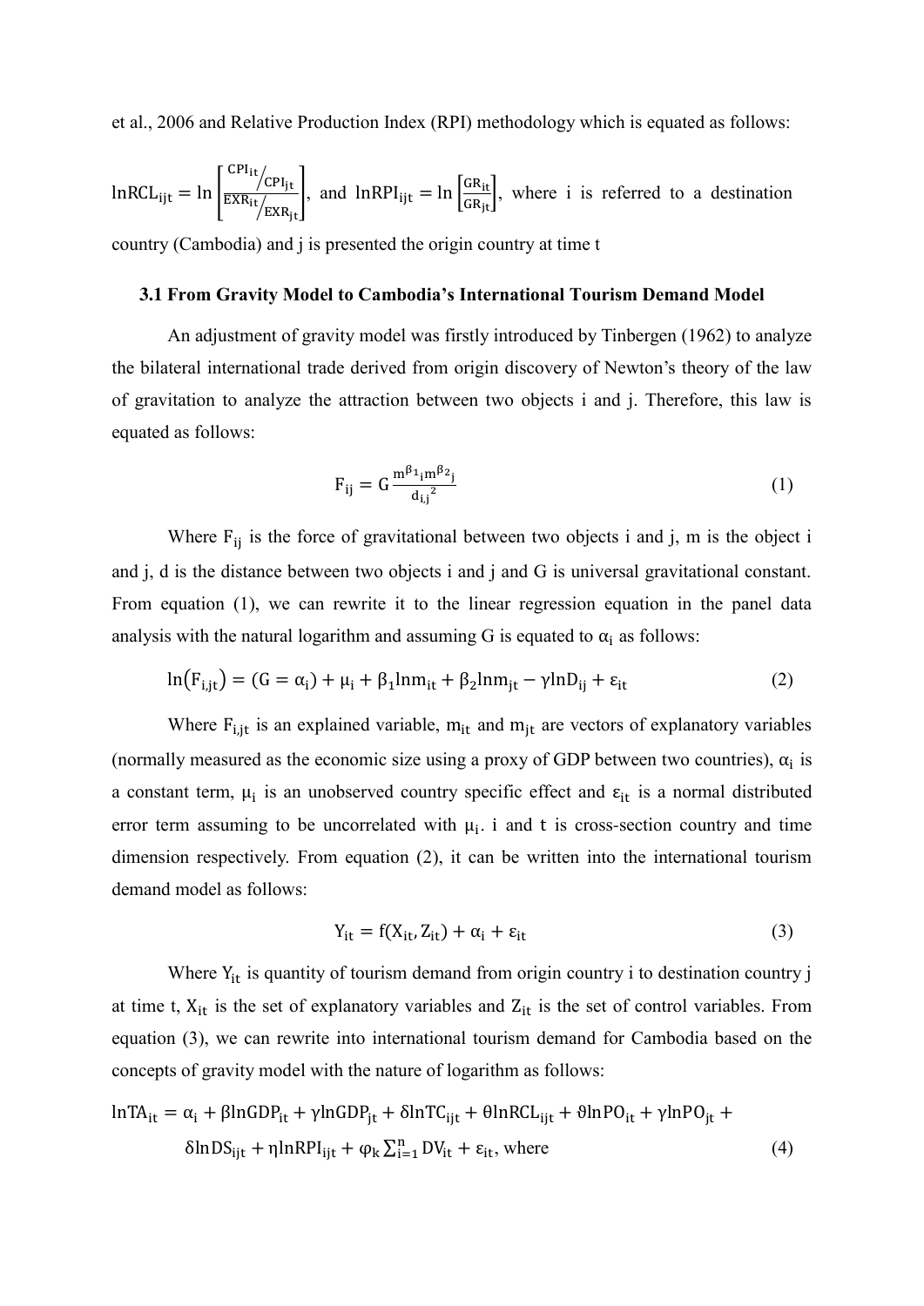et al., 2006 and Relative Production Index (RPI) methodology which is equated as follows:

$\ln RCL_{ijt} = \ln\left[\frac{CPI_{it}/CPI_{jt}}{EXR_{it}/EXR_{jt}}\right]$, and $\ln RPI_{ijt} = \ln\left[\frac{GR_{it}}{GR_{jt}}\right]$, where i is referred to a destination country (Cambodia) and j is presented the origin country at time t

### 3.1 From Gravity Model to Cambodia's International Tourism Demand Model

An adjustment of gravity model was firstly introduced by Tinbergen (1962) to analyze the bilateral international trade derived from origin discovery of Newton's theory of the law of gravitation to analyze the attraction between two objects i and j. Therefore, this law is equated as follows:

$$F_{ij} = G\frac{m^{\beta_1}{}_i m^{\beta_2}{}_j}{d_{i,j}{}^2} \tag{1}$$

Where $F_{ij}$ is the force of gravitational between two objects i and j, m is the object i and j, d is the distance between two objects i and j and G is universal gravitational constant. From equation (1), we can rewrite it to the linear regression equation in the panel data analysis with the natural logarithm and assuming G is equated to $\alpha_i$ as follows:

$$\ln(F_{i,jt}) = (G = \alpha_i) + \mu_i + \beta_1 \ln m_{it} + \beta_2 \ln m_{jt} - \gamma \ln D_{ij} + \varepsilon_{it} \tag{2}$$

Where $F_{i,jt}$ is an explained variable, $m_{it}$ and $m_{jt}$ are vectors of explanatory variables (normally measured as the economic size using a proxy of GDP between two countries), $\alpha_i$ is a constant term, $\mu_i$ is an unobserved country specific effect and $\varepsilon_{it}$ is a normal distributed error term assuming to be uncorrelated with $\mu_i$. i and t is cross-section country and time dimension respectively. From equation (2), it can be written into the international tourism demand model as follows:

$$Y_{it} = f(X_{it}, Z_{it}) + \alpha_i + \varepsilon_{it} \tag{3}$$

Where $Y_{it}$ is quantity of tourism demand from origin country i to destination country j at time t, $X_{it}$ is the set of explanatory variables and $Z_{it}$ is the set of control variables. From equation (3), we can rewrite into international tourism demand for Cambodia based on the concepts of gravity model with the nature of logarithm as follows:

$$\ln TA_{it} = \alpha_i + \beta \ln GDP_{it} + \gamma \ln GDP_{jt} + \delta \ln TC_{ijt} + \theta \ln RCL_{ijt} + \vartheta \ln PO_{it} + \gamma \ln PO_{jt} + \delta \ln DS_{ijt} + \eta \ln RPI_{ijt} + \varphi_k \sum_{i=1}^{n} DV_{it} + \varepsilon_{it}, \text{ where} \tag{4}$$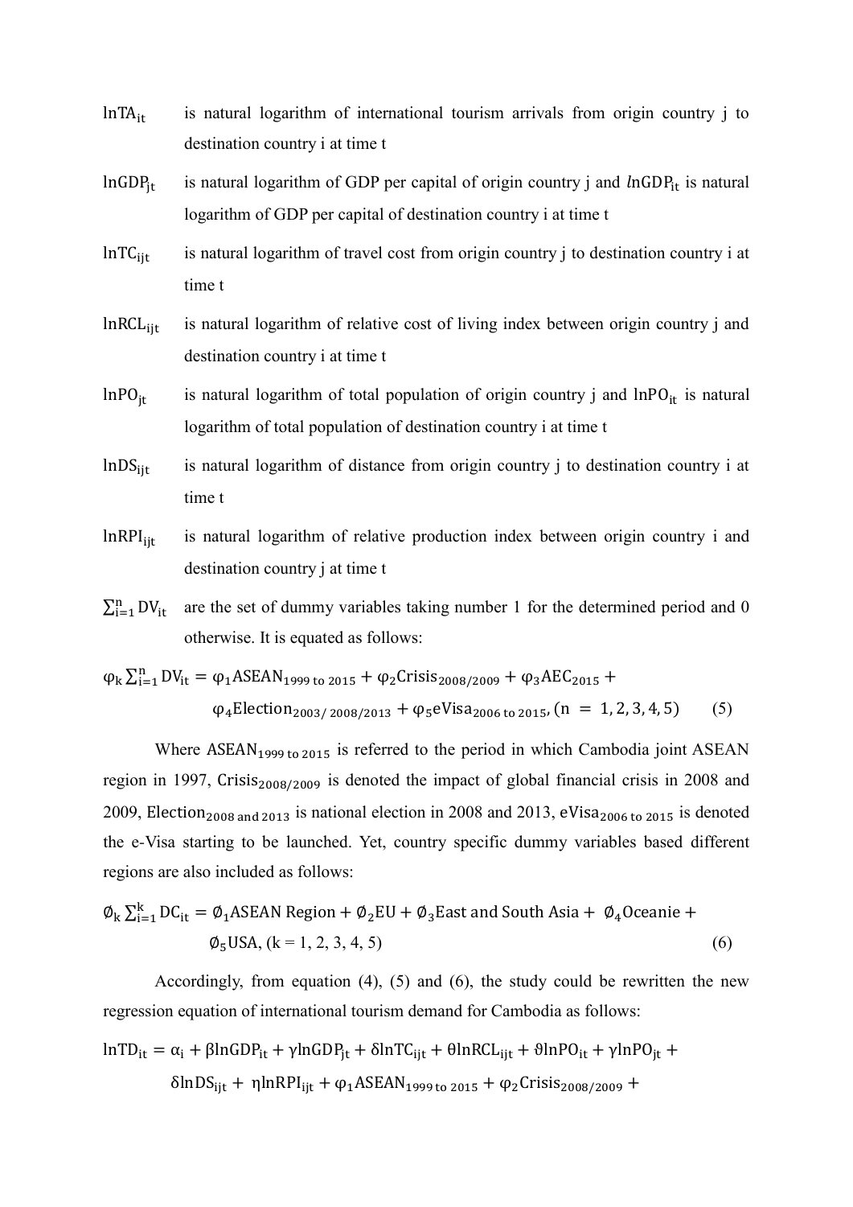$\ln TA_{it}$ is natural logarithm of international tourism arrivals from origin country j to destination country i at time t

$\ln GDP_{jt}$ is natural logarithm of GDP per capital of origin country j and $\ln GDP_{it}$ is natural logarithm of GDP per capital of destination country i at time t

$\ln TC_{ijt}$ is natural logarithm of travel cost from origin country j to destination country i at time t

$\ln RCL_{ijt}$ is natural logarithm of relative cost of living index between origin country j and destination country i at time t

$\ln PO_{jt}$ is natural logarithm of total population of origin country j and $\ln PO_{it}$ is natural logarithm of total population of destination country i at time t

$\ln DS_{ijt}$ is natural logarithm of distance from origin country j to destination country i at time t

$\ln RPI_{ijt}$ is natural logarithm of relative production index between origin country i and destination country j at time t

$\sum_{i=1}^{n} DV_{it}$ are the set of dummy variables taking number 1 for the determined period and 0 otherwise. It is equated as follows:

$$\varphi_k \sum_{i=1}^{n} DV_{it} = \varphi_1 ASEAN_{1999\ to\ 2015} + \varphi_2 Crisis_{2008/2009} + \varphi_3 AEC_{2015} + \varphi_4 Election_{2003/\ 2008/2013} + \varphi_5 eVisa_{2006\ to\ 2015}, (n = 1, 2, 3, 4, 5) \quad (5)$$

Where $ASEAN_{1999\ to\ 2015}$ is referred to the period in which Cambodia joint ASEAN region in 1997, $Crisis_{2008/2009}$ is denoted the impact of global financial crisis in 2008 and 2009, $Election_{2008\ and\ 2013}$ is national election in 2008 and 2013, $eVisa_{2006\ to\ 2015}$ is denoted the e-Visa starting to be launched. Yet, country specific dummy variables based different regions are also included as follows:

$$\emptyset_k \sum_{i=1}^{k} DC_{it} = \emptyset_1 \text{ASEAN Region} + \emptyset_2 \text{EU} + \emptyset_3 \text{East and South Asia} + \emptyset_4 \text{Oceanie} + \emptyset_5 \text{USA}, (k = 1, 2, 3, 4, 5) \quad (6)$$

Accordingly, from equation (4), (5) and (6), the study could be rewritten the new regression equation of international tourism demand for Cambodia as follows:

$$\ln TD_{it} = \alpha_i + \beta \ln GDP_{it} + \gamma \ln GDP_{jt} + \delta \ln TC_{ijt} + \theta \ln RCL_{ijt} + \vartheta \ln PO_{it} + \gamma \ln PO_{jt} + \delta \ln DS_{ijt} + \eta \ln RPI_{ijt} + \varphi_1 ASEAN_{1999\ to\ 2015} + \varphi_2 Crisis_{2008/2009} +$$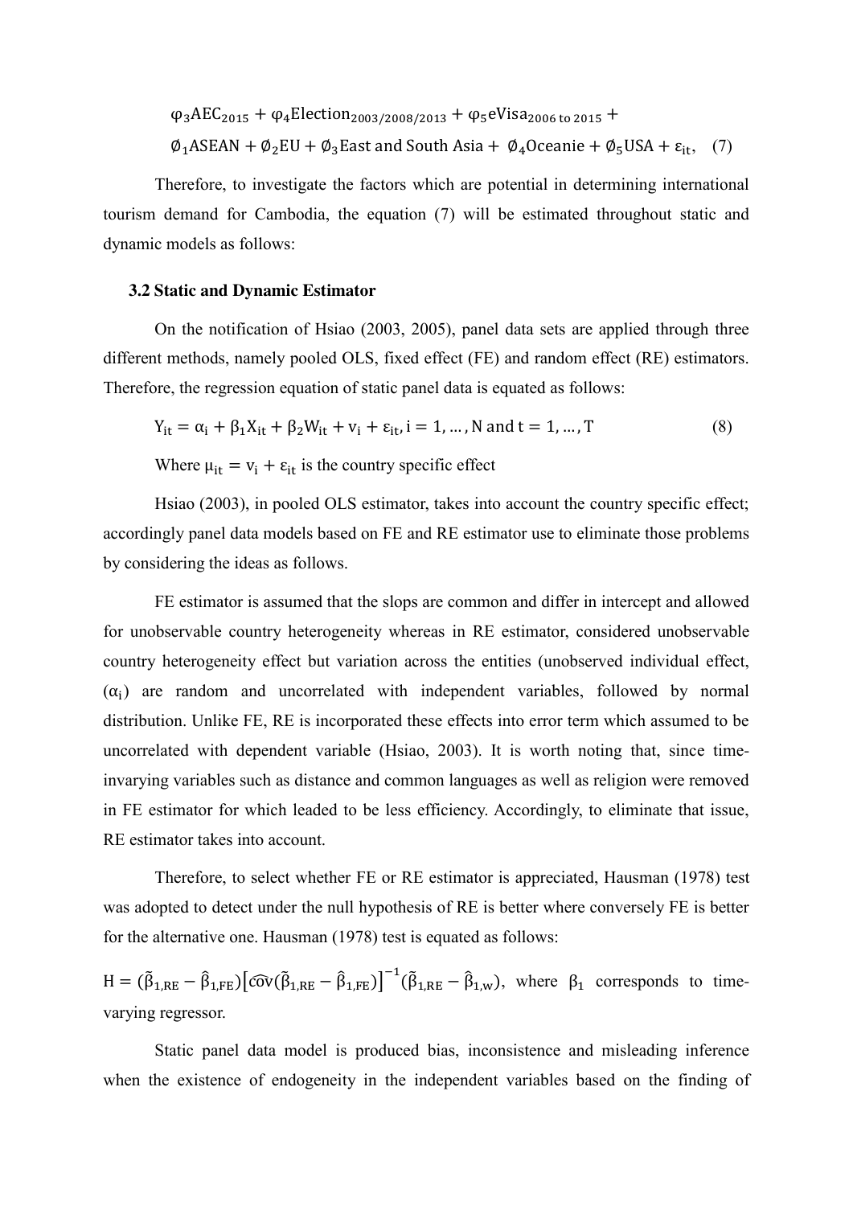$$\varphi_3 \text{AEC}_{2015} + \varphi_4 \text{Election}_{2003/2008/2013} + \varphi_5 \text{eVisa}_{2006 \text{ to } 2015} +$$

$$\emptyset_1 \text{ASEAN} + \emptyset_2 \text{EU} + \emptyset_3 \text{East and South Asia} + \emptyset_4 \text{Oceanie} + \emptyset_5 \text{USA} + \varepsilon_{it}, \quad (7)$$

Therefore, to investigate the factors which are potential in determining international tourism demand for Cambodia, the equation (7) will be estimated throughout static and dynamic models as follows:

### 3.2 Static and Dynamic Estimator

On the notification of Hsiao (2003, 2005), panel data sets are applied through three different methods, namely pooled OLS, fixed effect (FE) and random effect (RE) estimators. Therefore, the regression equation of static panel data is equated as follows:

$$Y_{it} = \alpha_i + \beta_1 X_{it} + \beta_2 W_{it} + v_i + \varepsilon_{it}, i = 1, \dots, N \text{ and } t = 1, \dots, T \quad (8)$$

Where $\mu_{it} = v_i + \varepsilon_{it}$ is the country specific effect

Hsiao (2003), in pooled OLS estimator, takes into account the country specific effect; accordingly panel data models based on FE and RE estimator use to eliminate those problems by considering the ideas as follows.

FE estimator is assumed that the slops are common and differ in intercept and allowed for unobservable country heterogeneity whereas in RE estimator, considered unobservable country heterogeneity effect but variation across the entities (unobserved individual effect, ($\alpha_i$) are random and uncorrelated with independent variables, followed by normal distribution. Unlike FE, RE is incorporated these effects into error term which assumed to be uncorrelated with dependent variable (Hsiao, 2003). It is worth noting that, since time-invarying variables such as distance and common languages as well as religion were removed in FE estimator for which leaded to be less efficiency. Accordingly, to eliminate that issue, RE estimator takes into account.

Therefore, to select whether FE or RE estimator is appreciated, Hausman (1978) test was adopted to detect under the null hypothesis of RE is better where conversely FE is better for the alternative one. Hausman (1978) test is equated as follows:

$\text{H} = (\tilde{\beta}_{1,\text{RE}} - \hat{\beta}_{1,\text{FE}})\left[\widehat{\text{cov}}(\tilde{\beta}_{1,\text{RE}} - \hat{\beta}_{1,\text{FE}})\right]^{-1}(\tilde{\beta}_{1,\text{RE}} - \hat{\beta}_{1,\text{w}})$, where $\beta_1$ corresponds to time-varying regressor.

Static panel data model is produced bias, inconsistence and misleading inference when the existence of endogeneity in the independent variables based on the finding of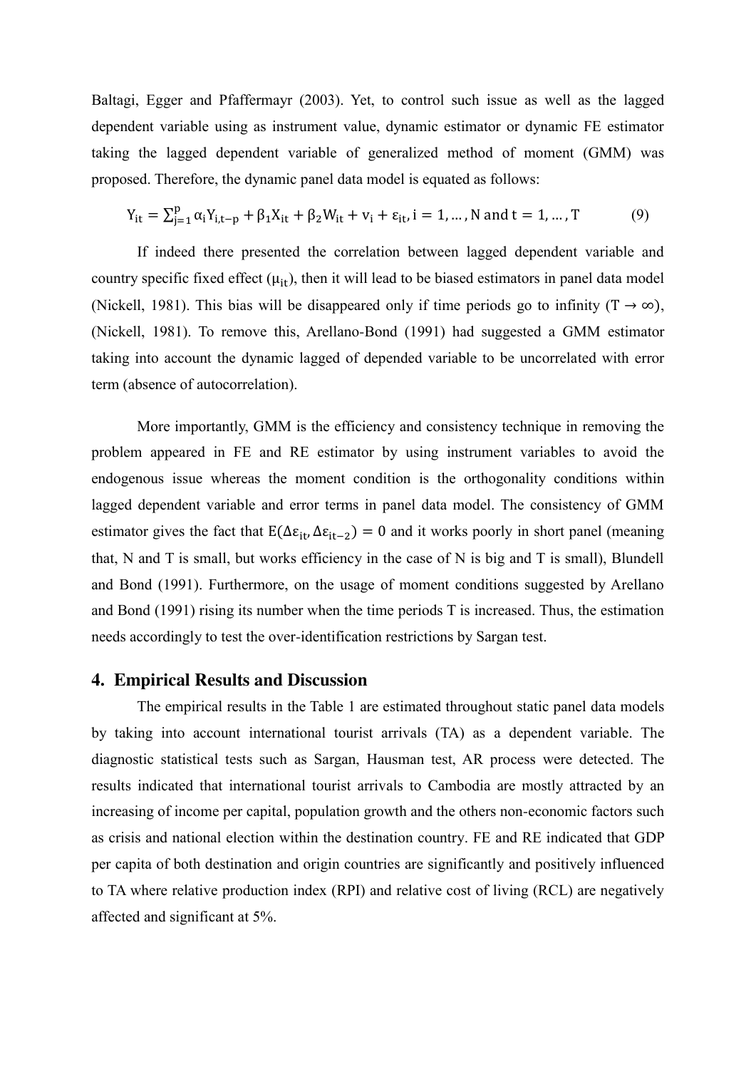Baltagi, Egger and Pfaffermayr (2003). Yet, to control such issue as well as the lagged dependent variable using as instrument value, dynamic estimator or dynamic FE estimator taking the lagged dependent variable of generalized method of moment (GMM) was proposed. Therefore, the dynamic panel data model is equated as follows:

$$Y_{it} = \sum_{j=1}^{p} \alpha_i Y_{i,t-p} + \beta_1 X_{it} + \beta_2 W_{it} + v_i + \varepsilon_{it}, i = 1, \dots, N \text{ and } t = 1, \dots, T \quad (9)$$

If indeed there presented the correlation between lagged dependent variable and country specific fixed effect ($\mu_{it}$), then it will lead to be biased estimators in panel data model (Nickell, 1981). This bias will be disappeared only if time periods go to infinity ($T \rightarrow \infty$), (Nickell, 1981). To remove this, Arellano-Bond (1991) had suggested a GMM estimator taking into account the dynamic lagged of depended variable to be uncorrelated with error term (absence of autocorrelation).

More importantly, GMM is the efficiency and consistency technique in removing the problem appeared in FE and RE estimator by using instrument variables to avoid the endogenous issue whereas the moment condition is the orthogonality conditions within lagged dependent variable and error terms in panel data model. The consistency of GMM estimator gives the fact that $E(\Delta\varepsilon_{it}, \Delta\varepsilon_{it-2}) = 0$ and it works poorly in short panel (meaning that, N and T is small, but works efficiency in the case of N is big and T is small), Blundell and Bond (1991). Furthermore, on the usage of moment conditions suggested by Arellano and Bond (1991) rising its number when the time periods T is increased. Thus, the estimation needs accordingly to test the over-identification restrictions by Sargan test.

## 4. Empirical Results and Discussion

The empirical results in the Table 1 are estimated throughout static panel data models by taking into account international tourist arrivals (TA) as a dependent variable. The diagnostic statistical tests such as Sargan, Hausman test, AR process were detected. The results indicated that international tourist arrivals to Cambodia are mostly attracted by an increasing of income per capital, population growth and the others non-economic factors such as crisis and national election within the destination country. FE and RE indicated that GDP per capita of both destination and origin countries are significantly and positively influenced to TA where relative production index (RPI) and relative cost of living (RCL) are negatively affected and significant at 5%.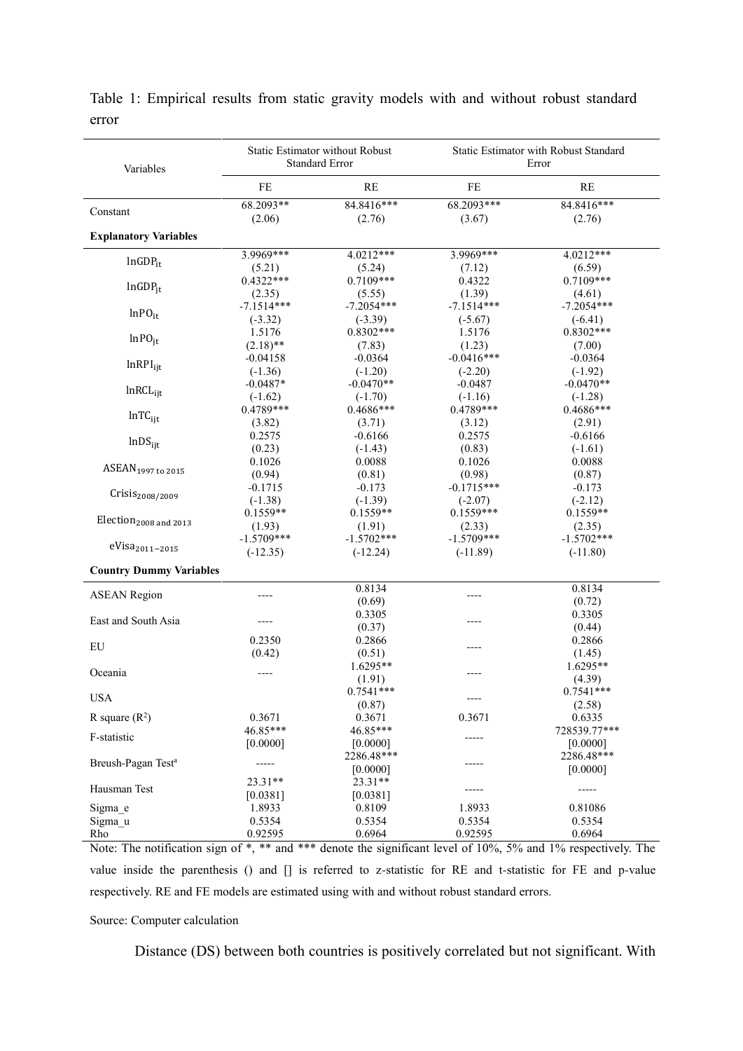Table 1: Empirical results from static gravity models with and without robust standard error

| Variables | Static Estimator without Robust Standard Error | | Static Estimator with Robust Standard Error | |
|---|---|---|---|---|
| | FE | RE | FE | RE |
| Constant | 68.2093** (2.06) | 84.8416*** (2.76) | 68.2093*** (3.67) | 84.8416*** (2.76) |
| **Explanatory Variables** | | | | |
| $\ln GDP_{it}$ | 3.9969*** (5.21) | 4.0212*** (5.24) | 3.9969*** (7.12) | 4.0212*** (6.59) |
| $\ln GDP_{jt}$ | 0.4322*** (2.35) | 0.7109*** (5.55) | 0.4322 (1.39) | 0.7109*** (4.61) |
| $\ln PO_{it}$ | -7.1514*** (-3.32) | -7.2054*** (-3.39) | -7.1514*** (-5.67) | -7.2054*** (-6.41) |
| $\ln PO_{jt}$ | 1.5176 (2.18)** | 0.8302*** (7.83) | 1.5176 (1.23) | 0.8302*** (7.00) |
| $\ln RPI_{ijt}$ | -0.04158 (-1.36) | -0.0364 (-1.20) | -0.0416*** (-2.20) | -0.0364 (-1.92) |
| $\ln RCL_{ijt}$ | -0.0487* (-1.62) | -0.0470** (-1.70) | -0.0487 (-1.16) | -0.0470** (-1.28) |
| $\ln TC_{ijt}$ | 0.4789*** (3.82) | 0.4686*** (3.71) | 0.4789*** (3.12) | 0.4686*** (2.91) |
| $\ln DS_{ijt}$ | 0.2575 (0.23) | -0.6166 (-1.43) | 0.2575 (0.83) | -0.6166 (-1.61) |
| $ASEAN_{1997\ to\ 2015}$ | 0.1026 (0.94) | 0.0088 (0.81) | 0.1026 (0.98) | 0.0088 (0.87) |
| $Crisis_{2008/2009}$ | -0.1715 (-1.38) | -0.173 (-1.39) | -0.1715*** (-2.07) | -0.173 (-2.12) |
| $Election_{2008\ and\ 2013}$ | 0.1559** (1.93) | 0.1559** (1.91) | 0.1559*** (2.33) | 0.1559** (2.35) |
| $eVisa_{2011-2015}$ | -1.5709*** (-12.35) | -1.5702*** (-12.24) | -1.5709*** (-11.89) | -1.5702*** (-11.80) |
| **Country Dummy Variables** | | | | |
| ASEAN Region | ---- | 0.8134 (0.69) | ---- | 0.8134 (0.72) |
| East and South Asia | ---- | 0.3305 (0.37) | ---- | 0.3305 (0.44) |
| EU | 0.2350 (0.42) | 0.2866 (0.51) | ---- | 0.2866 (1.45) |
| Oceania | ---- | 1.6295** (1.91) | ---- | 1.6295** (4.39) |
| USA | ---- | 0.7541*** (0.87) | ---- | 0.7541*** (2.58) |
| R square ($R^2$) | 0.3671 | 0.3671 | 0.3671 | 0.6335 |
| F-statistic | 46.85*** [0.0000] | 46.85*** [0.0000] | ----- | 728539.77*** [0.0000] |
| Breush-Pagan Test[a] | ----- | 2286.48*** [0.0000] | ----- | 2286.48*** [0.0000] |
| Hausman Test | 23.31** [0.0381] | 23.31** [0.0381] | ----- | ----- |
| Sigma_e | 1.8933 | 0.8109 | 1.8933 | 0.81086 |
| Sigma_u | 0.5354 | 0.5354 | 0.5354 | 0.5354 |
| Rho | 0.92595 | 0.6964 | 0.92595 | 0.6964 |

Note: The notification sign of *, ** and *** denote the significant level of 10%, 5% and 1% respectively. The value inside the parenthesis () and [] is referred to z-statistic for RE and t-statistic for FE and p-value respectively. RE and FE models are estimated using with and without robust standard errors.

Source: Computer calculation

Distance (DS) between both countries is positively correlated but not significant. With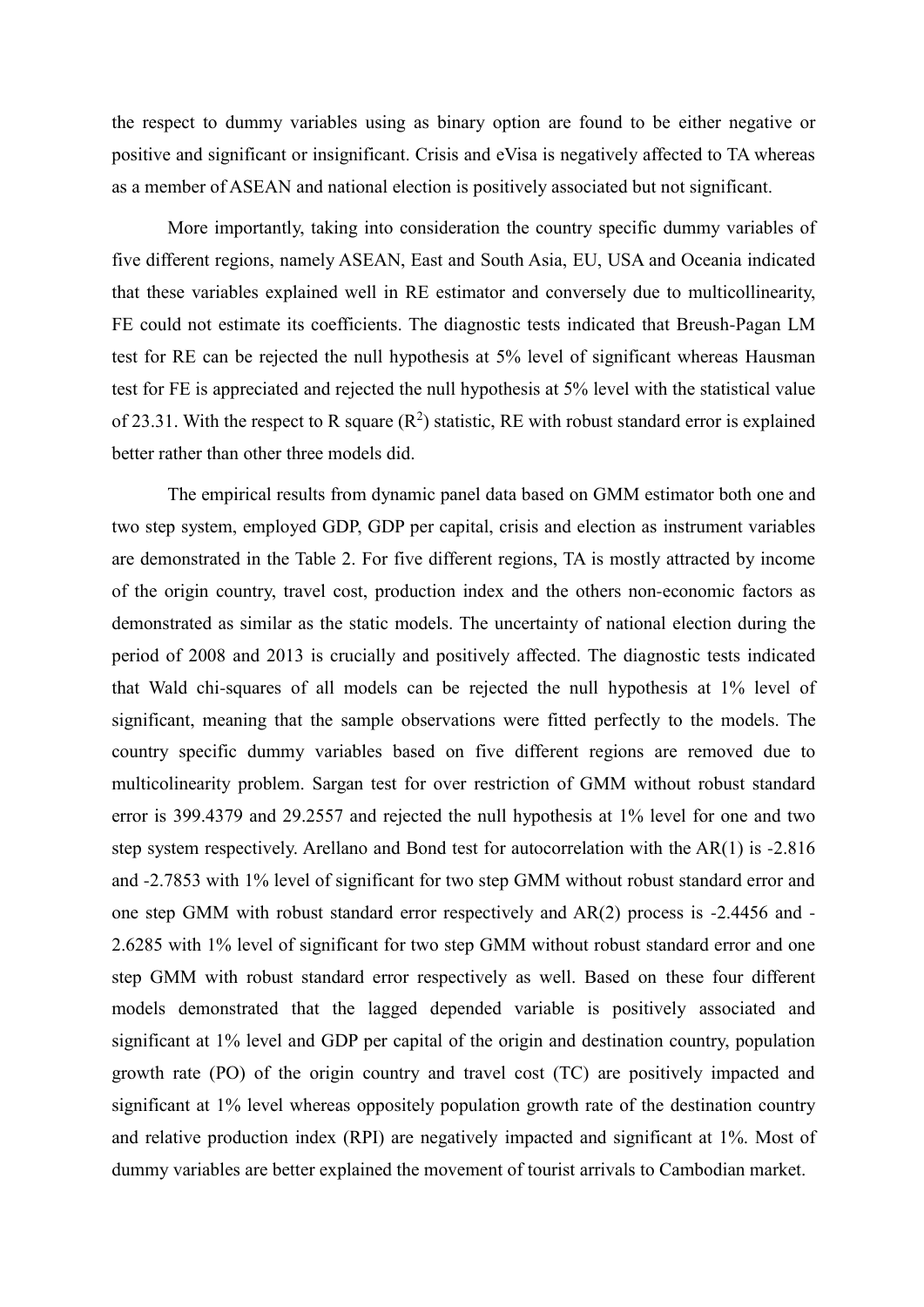the respect to dummy variables using as binary option are found to be either negative or positive and significant or insignificant. Crisis and eVisa is negatively affected to TA whereas as a member of ASEAN and national election is positively associated but not significant.

More importantly, taking into consideration the country specific dummy variables of five different regions, namely ASEAN, East and South Asia, EU, USA and Oceania indicated that these variables explained well in RE estimator and conversely due to multicollinearity, FE could not estimate its coefficients. The diagnostic tests indicated that Breush-Pagan LM test for RE can be rejected the null hypothesis at 5% level of significant whereas Hausman test for FE is appreciated and rejected the null hypothesis at 5% level with the statistical value of 23.31. With the respect to R square ($R^2$) statistic, RE with robust standard error is explained better rather than other three models did.

The empirical results from dynamic panel data based on GMM estimator both one and two step system, employed GDP, GDP per capital, crisis and election as instrument variables are demonstrated in the Table 2. For five different regions, TA is mostly attracted by income of the origin country, travel cost, production index and the others non-economic factors as demonstrated as similar as the static models. The uncertainty of national election during the period of 2008 and 2013 is crucially and positively affected. The diagnostic tests indicated that Wald chi-squares of all models can be rejected the null hypothesis at 1% level of significant, meaning that the sample observations were fitted perfectly to the models. The country specific dummy variables based on five different regions are removed due to multicolinearity problem. Sargan test for over restriction of GMM without robust standard error is 399.4379 and 29.2557 and rejected the null hypothesis at 1% level for one and two step system respectively. Arellano and Bond test for autocorrelation with the AR(1) is -2.816 and -2.7853 with 1% level of significant for two step GMM without robust standard error and one step GMM with robust standard error respectively and AR(2) process is -2.4456 and -2.6285 with 1% level of significant for two step GMM without robust standard error and one step GMM with robust standard error respectively as well. Based on these four different models demonstrated that the lagged depended variable is positively associated and significant at 1% level and GDP per capital of the origin and destination country, population growth rate (PO) of the origin country and travel cost (TC) are positively impacted and significant at 1% level whereas oppositely population growth rate of the destination country and relative production index (RPI) are negatively impacted and significant at 1%. Most of dummy variables are better explained the movement of tourist arrivals to Cambodian market.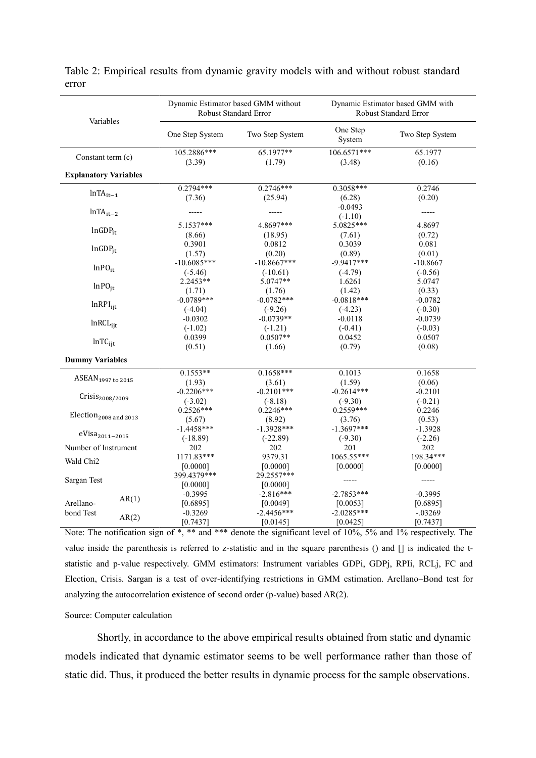Table 2: Empirical results from dynamic gravity models with and without robust standard error

| Variables | | Dynamic Estimator based GMM without Robust Standard Error | | Dynamic Estimator based GMM with Robust Standard Error | |
|---|---|---|---|---|---|
| | | One Step System | Two Step System | One Step System | Two Step System |
| Constant term (c) | | 105.2886*** (3.39) | 65.1977** (1.79) | 106.6571*** (3.48) | 65.1977 (0.16) |
| **Explanatory Variables** | | | | | |
| $\ln TA_{it-1}$ | | 0.2794*** (7.36) | 0.2746*** (25.94) | 0.3058*** (6.28) | 0.2746 (0.20) |
| $\ln TA_{it-2}$ | | ----- | ----- | -0.0493 (-1.10) | ----- |
| $\ln GDP_{it}$ | | 5.1537*** (8.66) | 4.8697*** (18.95) | 5.0825*** (7.61) | 4.8697 (0.72) |
| $\ln GDP_{jt}$ | | 0.3901 (1.57) | 0.0812 (0.20) | 0.3039 (0.89) | 0.081 (0.01) |
| $\ln PO_{it}$ | | -10.6085*** (-5.46) | -10.8667*** (-10.61) | -9.9417*** (-4.79) | -10.8667 (-0.56) |
| $\ln PO_{jt}$ | | 2.2453** (1.71) | 5.0747** (1.76) | 1.6261 (1.42) | 5.0747 (0.33) |
| $\ln RPI_{ijt}$ | | -0.0789*** (-4.04) | -0.0782*** (-9.26) | -0.0818*** (-4.23) | -0.0782 (-0.30) |
| $\ln RCL_{ijt}$ | | -0.0302 (-1.02) | -0.0739** (-1.21) | -0.0118 (-0.41) | -0.0739 (-0.03) |
| $\ln TC_{ijt}$ | | 0.0399 (0.51) | 0.0507** (1.66) | 0.0452 (0.79) | 0.0507 (0.08) |
| **Dummy Variables** | | | | | |
| $ASEAN_{1997\text{ to }2015}$ | | 0.1553** (1.93) | 0.1658*** (3.61) | 0.1013 (1.59) | 0.1658 (0.06) |
| $Crisis_{2008/2009}$ | | -0.2206*** (-3.02) | -0.2101*** (-8.18) | -0.2614*** (-9.30) | -0.2101 (-0.21) |
| $Election_{2008\text{ and }2013}$ | | 0.2526*** (5.67) | 0.2246*** (8.92) | 0.2559*** (3.76) | 0.2246 (0.53) |
| $eVisa_{2011-2015}$ | | -1.4458*** (-18.89) | -1.3928*** (-22.89) | -1.3697*** (-9.30) | -1.3928 (-2.26) |
| Number of Instrument | | 202 | 202 | 201 | 202 |
| Wald Chi2 | | 1171.83*** [0.0000] | 9379.31 [0.0000] | 1065.55*** [0.0000] | 198.34*** [0.0000] |
| Sargan Test | | 399.4379*** [0.0000] | 29.2557*** [0.0000] | ----- | ----- |
| Arellano-bond Test | AR(1) | -0.3995 [0.6895] | -2.816*** [0.0049] | -2.7853*** [0.0053] | -0.3995 [0.6895] |
| | AR(2) | -0.3269 [0.7437] | -2.4456*** [0.0145] | -2.0285*** [0.0425] | -.03269 [0.7437] |

Note: The notification sign of *, ** and *** denote the significant level of 10%, 5% and 1% respectively. The value inside the parenthesis is referred to z-statistic and in the square parenthesis () and [] is indicated the t-statistic and p-value respectively. GMM estimators: Instrument variables GDPi, GDPj, RPIi, RCLj, FC and Election, Crisis. Sargan is a test of over-identifying restrictions in GMM estimation. Arellano–Bond test for analyzing the autocorrelation existence of second order (p-value) based AR(2).

Source: Computer calculation

Shortly, in accordance to the above empirical results obtained from static and dynamic models indicated that dynamic estimator seems to be well performance rather than those of static did. Thus, it produced the better results in dynamic process for the sample observations.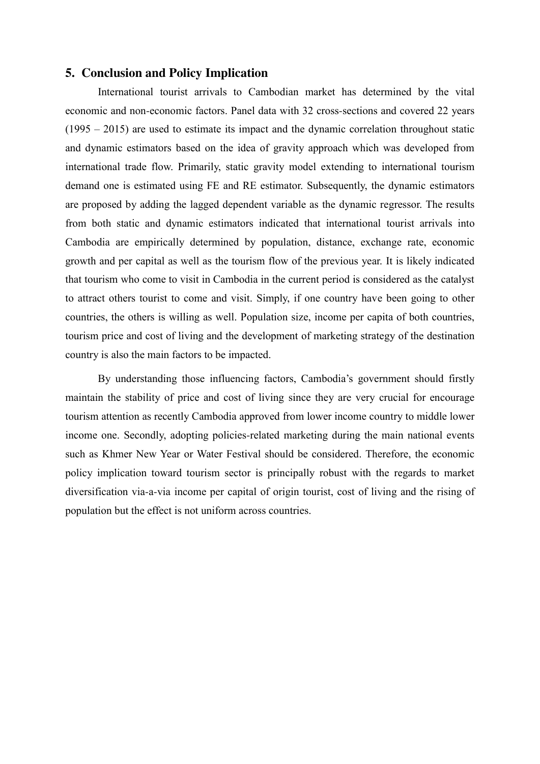## 5. Conclusion and Policy Implication

International tourist arrivals to Cambodian market has determined by the vital economic and non-economic factors. Panel data with 32 cross-sections and covered 22 years (1995 – 2015) are used to estimate its impact and the dynamic correlation throughout static and dynamic estimators based on the idea of gravity approach which was developed from international trade flow. Primarily, static gravity model extending to international tourism demand one is estimated using FE and RE estimator. Subsequently, the dynamic estimators are proposed by adding the lagged dependent variable as the dynamic regressor. The results from both static and dynamic estimators indicated that international tourist arrivals into Cambodia are empirically determined by population, distance, exchange rate, economic growth and per capital as well as the tourism flow of the previous year. It is likely indicated that tourism who come to visit in Cambodia in the current period is considered as the catalyst to attract others tourist to come and visit. Simply, if one country have been going to other countries, the others is willing as well. Population size, income per capita of both countries, tourism price and cost of living and the development of marketing strategy of the destination country is also the main factors to be impacted.

By understanding those influencing factors, Cambodia's government should firstly maintain the stability of price and cost of living since they are very crucial for encourage tourism attention as recently Cambodia approved from lower income country to middle lower income one. Secondly, adopting policies-related marketing during the main national events such as Khmer New Year or Water Festival should be considered. Therefore, the economic policy implication toward tourism sector is principally robust with the regards to market diversification via-a-via income per capital of origin tourist, cost of living and the rising of population but the effect is not uniform across countries.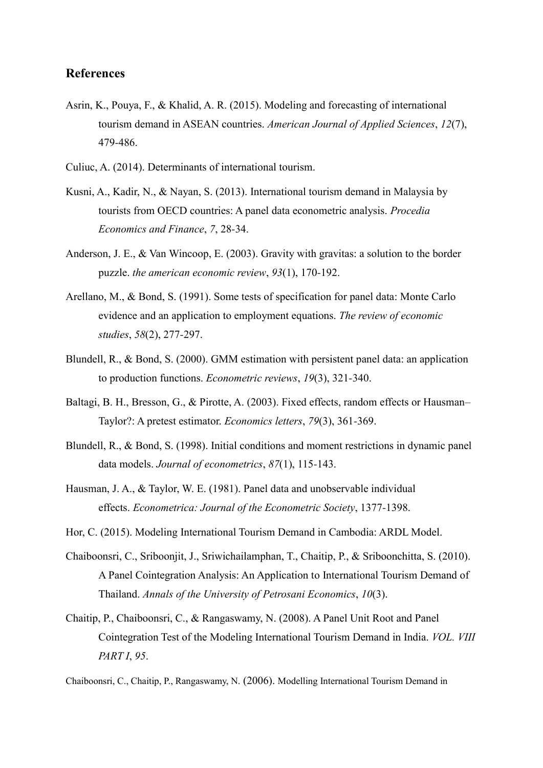## References

Asrin, K., Pouya, F., & Khalid, A. R. (2015). Modeling and forecasting of international tourism demand in ASEAN countries. *American Journal of Applied Sciences*, *12*(7), 479-486.

Culiuc, A. (2014). Determinants of international tourism.

Kusni, A., Kadir, N., & Nayan, S. (2013). International tourism demand in Malaysia by tourists from OECD countries: A panel data econometric analysis. *Procedia Economics and Finance*, *7*, 28-34.

Anderson, J. E., & Van Wincoop, E. (2003). Gravity with gravitas: a solution to the border puzzle. *the american economic review*, *93*(1), 170-192.

Arellano, M., & Bond, S. (1991). Some tests of specification for panel data: Monte Carlo evidence and an application to employment equations. *The review of economic studies*, *58*(2), 277-297.

Blundell, R., & Bond, S. (2000). GMM estimation with persistent panel data: an application to production functions. *Econometric reviews*, *19*(3), 321-340.

Baltagi, B. H., Bresson, G., & Pirotte, A. (2003). Fixed effects, random effects or Hausman–Taylor?: A pretest estimator. *Economics letters*, *79*(3), 361-369.

Blundell, R., & Bond, S. (1998). Initial conditions and moment restrictions in dynamic panel data models. *Journal of econometrics*, *87*(1), 115-143.

Hausman, J. A., & Taylor, W. E. (1981). Panel data and unobservable individual effects. *Econometrica: Journal of the Econometric Society*, 1377-1398.

Hor, C. (2015). Modeling International Tourism Demand in Cambodia: ARDL Model.

Chaiboonsri, C., Sriboonjit, J., Sriwichailamphan, T., Chaitip, P., & Sriboonchitta, S. (2010). A Panel Cointegration Analysis: An Application to International Tourism Demand of Thailand. *Annals of the University of Petrosani Economics*, *10*(3).

Chaitip, P., Chaiboonsri, C., & Rangaswamy, N. (2008). A Panel Unit Root and Panel Cointegration Test of the Modeling International Tourism Demand in India. *VOL. VIII PART I*, *95*.

Chaiboonsri, C., Chaitip, P., Rangaswamy, N. (2006). Modelling International Tourism Demand in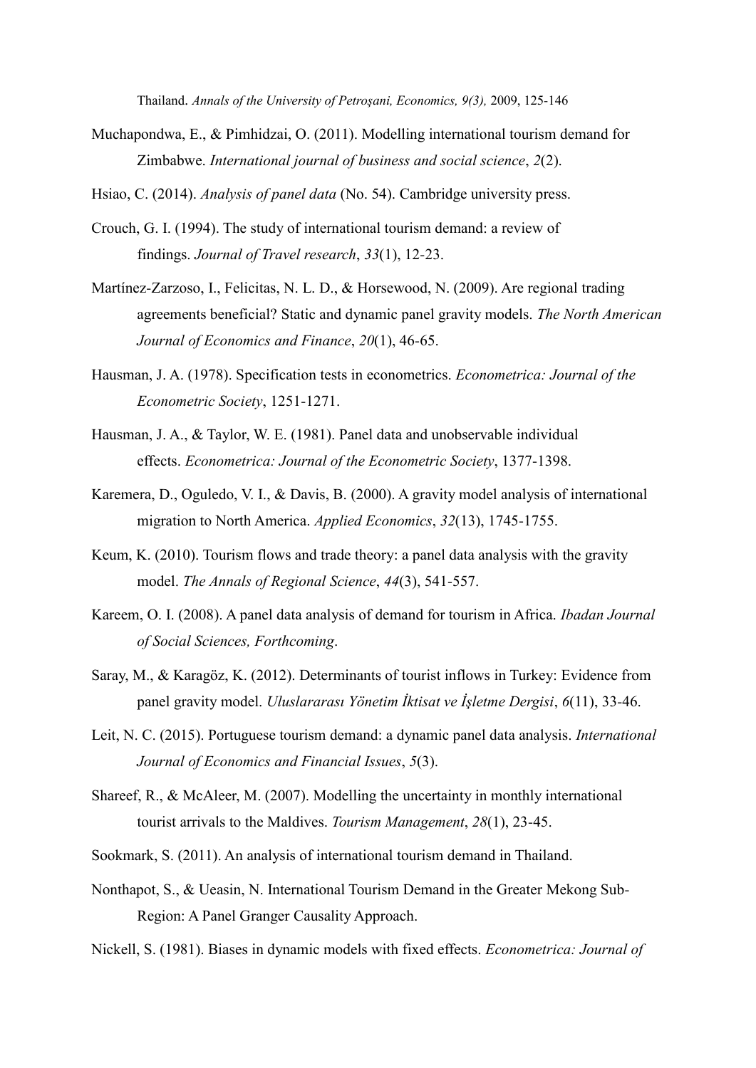Thailand. *Annals of the University of Petroşani, Economics, 9(3),* 2009, 125-146

Muchapondwa, E., & Pimhidzai, O. (2011). Modelling international tourism demand for Zimbabwe. *International journal of business and social science*, *2*(2).

Hsiao, C. (2014). *Analysis of panel data* (No. 54). Cambridge university press.

Crouch, G. I. (1994). The study of international tourism demand: a review of findings. *Journal of Travel research*, *33*(1), 12-23.

Martínez-Zarzoso, I., Felicitas, N. L. D., & Horsewood, N. (2009). Are regional trading agreements beneficial? Static and dynamic panel gravity models. *The North American Journal of Economics and Finance*, *20*(1), 46-65.

Hausman, J. A. (1978). Specification tests in econometrics. *Econometrica: Journal of the Econometric Society*, 1251-1271.

Hausman, J. A., & Taylor, W. E. (1981). Panel data and unobservable individual effects. *Econometrica: Journal of the Econometric Society*, 1377-1398.

Karemera, D., Oguledo, V. I., & Davis, B. (2000). A gravity model analysis of international migration to North America. *Applied Economics*, *32*(13), 1745-1755.

Keum, K. (2010). Tourism flows and trade theory: a panel data analysis with the gravity model. *The Annals of Regional Science*, *44*(3), 541-557.

Kareem, O. I. (2008). A panel data analysis of demand for tourism in Africa. *Ibadan Journal of Social Sciences, Forthcoming*.

Saray, M., & Karagöz, K. (2012). Determinants of tourist inflows in Turkey: Evidence from panel gravity model. *Uluslararası Yönetim İktisat ve İşletme Dergisi*, *6*(11), 33-46.

Leit, N. C. (2015). Portuguese tourism demand: a dynamic panel data analysis. *International Journal of Economics and Financial Issues*, *5*(3).

Shareef, R., & McAleer, M. (2007). Modelling the uncertainty in monthly international tourist arrivals to the Maldives. *Tourism Management*, *28*(1), 23-45.

Sookmark, S. (2011). An analysis of international tourism demand in Thailand.

Nonthapot, S., & Ueasin, N. International Tourism Demand in the Greater Mekong Sub-Region: A Panel Granger Causality Approach.

Nickell, S. (1981). Biases in dynamic models with fixed effects. *Econometrica: Journal of*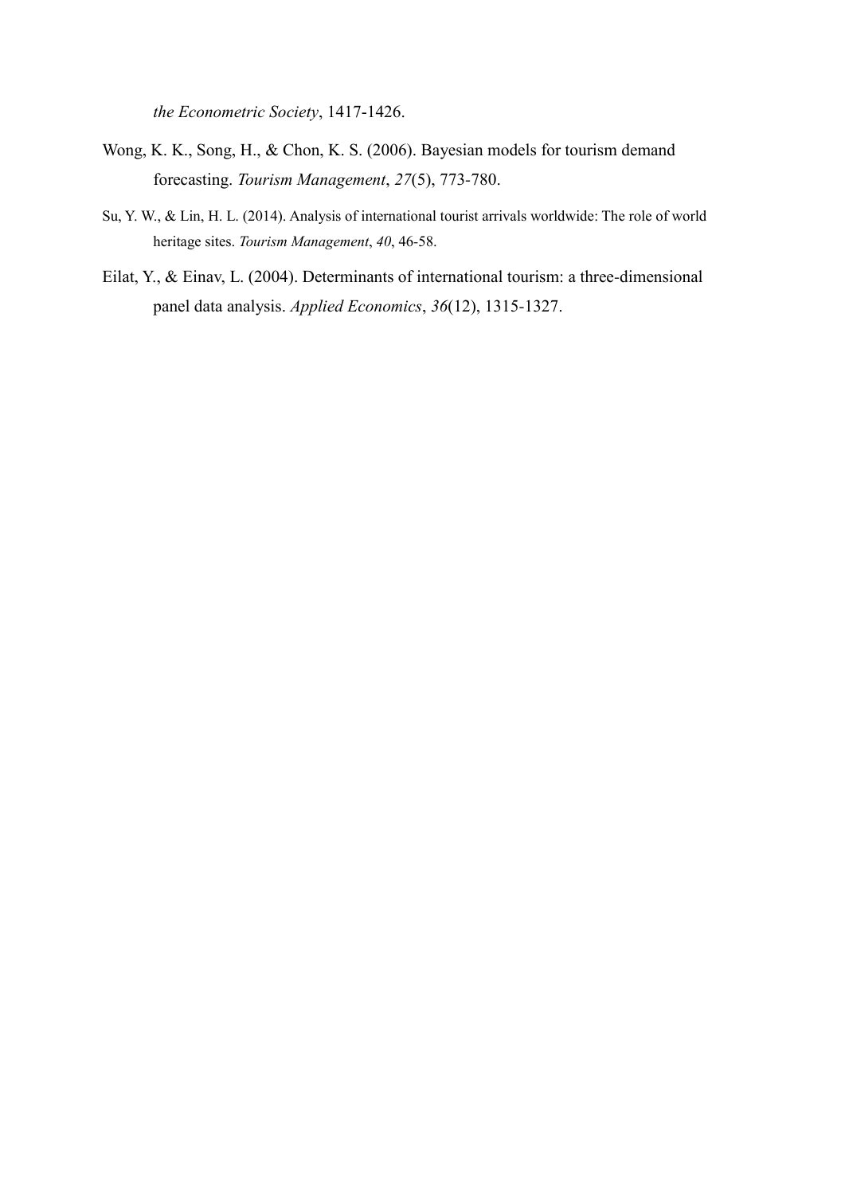*the Econometric Society*, 1417-1426.

Wong, K. K., Song, H., & Chon, K. S. (2006). Bayesian models for tourism demand forecasting. *Tourism Management*, *27*(5), 773-780.

Su, Y. W., & Lin, H. L. (2014). Analysis of international tourist arrivals worldwide: The role of world heritage sites. *Tourism Management*, *40*, 46-58.

Eilat, Y., & Einav, L. (2004). Determinants of international tourism: a three-dimensional panel data analysis. *Applied Economics*, *36*(12), 1315-1327.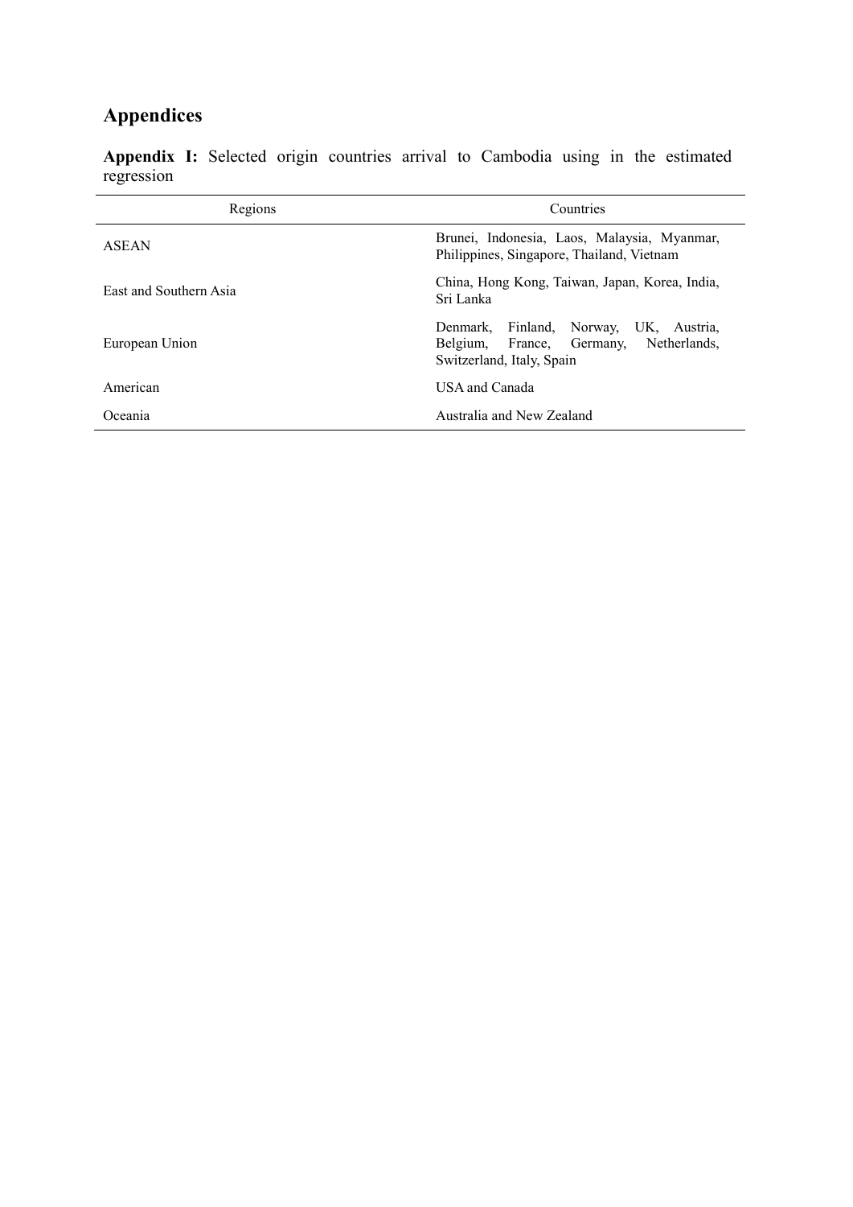# Appendices

**Appendix I:** Selected origin countries arrival to Cambodia using in the estimated regression

| Regions | Countries |
|---|---|
| ASEAN | Brunei, Indonesia, Laos, Malaysia, Myanmar, Philippines, Singapore, Thailand, Vietnam |
| East and Southern Asia | China, Hong Kong, Taiwan, Japan, Korea, India, Sri Lanka |
| European Union | Denmark, Finland, Norway, UK, Austria, Belgium, France, Germany, Netherlands, Switzerland, Italy, Spain |
| American | USA and Canada |
| Oceania | Australia and New Zealand |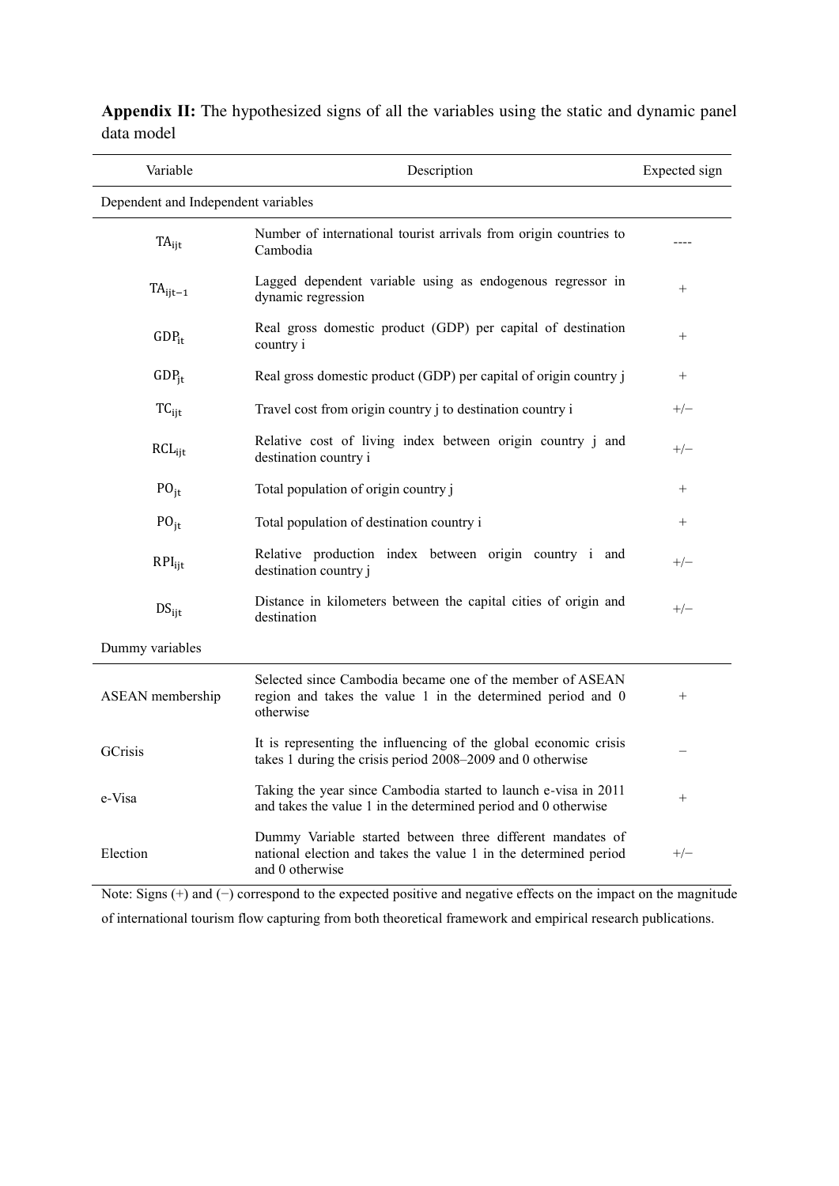**Appendix II:** The hypothesized signs of all the variables using the static and dynamic panel data model

| Variable | Description | Expected sign |
|---|---|---|
| Dependent and Independent variables | | |
| $\text{TA}_{\text{ijt}}$ | Number of international tourist arrivals from origin countries to Cambodia | ---- |
| $\text{TA}_{\text{ijt}-1}$ | Lagged dependent variable using as endogenous regressor in dynamic regression | + |
| $\text{GDP}_{\text{it}}$ | Real gross domestic product (GDP) per capital of destination country i | + |
| $\text{GDP}_{\text{jt}}$ | Real gross domestic product (GDP) per capital of origin country j | + |
| $\text{TC}_{\text{ijt}}$ | Travel cost from origin country j to destination country i | +/− |
| $\text{RCL}_{\text{ijt}}$ | Relative cost of living index between origin country j and destination country i | +/− |
| $\text{PO}_{\text{jt}}$ | Total population of origin country j | + |
| $\text{PO}_{\text{jt}}$ | Total population of destination country i | + |
| $\text{RPI}_{\text{ijt}}$ | Relative production index between origin country i and destination country j | +/− |
| $\text{DS}_{\text{ijt}}$ | Distance in kilometers between the capital cities of origin and destination | +/− |
| Dummy variables | | |
| ASEAN membership | Selected since Cambodia became one of the member of ASEAN region and takes the value 1 in the determined period and 0 otherwise | + |
| GCrisis | It is representing the influencing of the global economic crisis takes 1 during the crisis period 2008–2009 and 0 otherwise | − |
| e-Visa | Taking the year since Cambodia started to launch e-visa in 2011 and takes the value 1 in the determined period and 0 otherwise | + |
| Election | Dummy Variable started between three different mandates of national election and takes the value 1 in the determined period and 0 otherwise | +/− |

Note: Signs (+) and (−) correspond to the expected positive and negative effects on the impact on the magnitude of international tourism flow capturing from both theoretical framework and empirical research publications.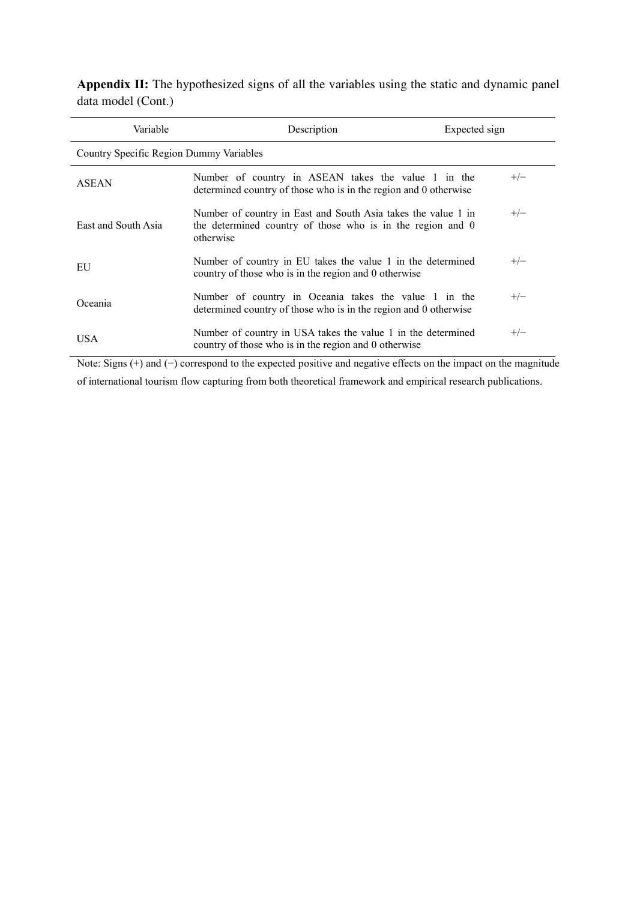**Appendix II:** The hypothesized signs of all the variables using the static and dynamic panel data model (Cont.)

| Variable | Description | Expected sign |
|---|---|---|
| Country Specific Region Dummy Variables | | |
| ASEAN | Number of country in ASEAN takes the value 1 in the determined country of those who is in the region and 0 otherwise | +/− |
| East and South Asia | Number of country in East and South Asia takes the value 1 in the determined country of those who is in the region and 0 otherwise | +/− |
| EU | Number of country in EU takes the value 1 in the determined country of those who is in the region and 0 otherwise | +/− |
| Oceania | Number of country in Oceania takes the value 1 in the determined country of those who is in the region and 0 otherwise | +/− |
| USA | Number of country in USA takes the value 1 in the determined country of those who is in the region and 0 otherwise | +/− |

Note: Signs (+) and (−) correspond to the expected positive and negative effects on the impact on the magnitude of international tourism flow capturing from both theoretical framework and empirical research publications.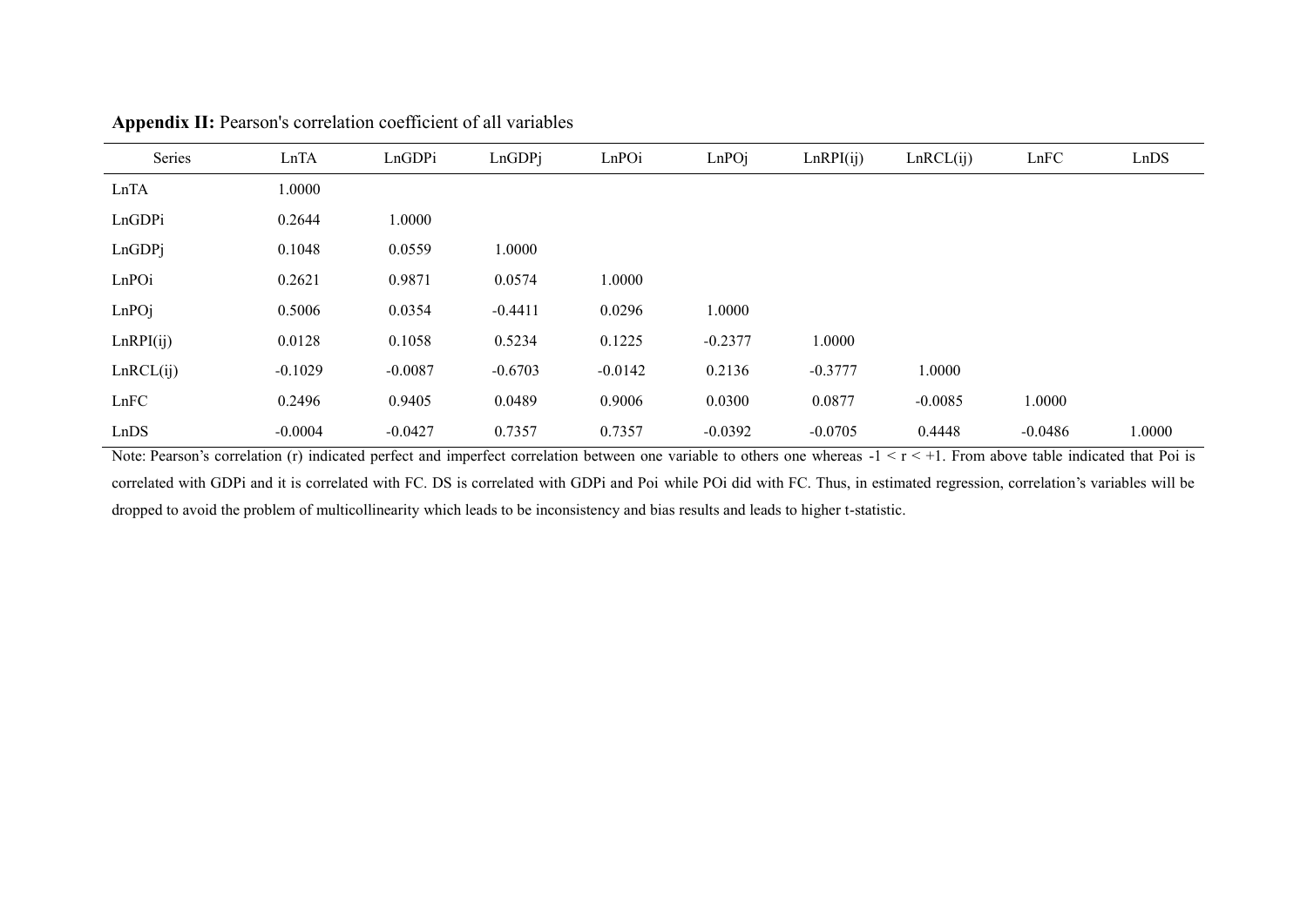**Appendix II:** Pearson's correlation coefficient of all variables

| Series | LnTA | LnGDPi | LnGDPj | LnPOi | LnPOj | LnRPI(ij) | LnRCL(ij) | LnFC | LnDS |
|---|---|---|---|---|---|---|---|---|---|
| LnTA | 1.0000 | | | | | | | | |
| LnGDPi | 0.2644 | 1.0000 | | | | | | | |
| LnGDPj | 0.1048 | 0.0559 | 1.0000 | | | | | | |
| LnPOi | 0.2621 | 0.9871 | 0.0574 | 1.0000 | | | | | |
| LnPOj | 0.5006 | 0.0354 | -0.4411 | 0.0296 | 1.0000 | | | | |
| LnRPI(ij) | 0.0128 | 0.1058 | 0.5234 | 0.1225 | -0.2377 | 1.0000 | | | |
| LnRCL(ij) | -0.1029 | -0.0087 | -0.6703 | -0.0142 | 0.2136 | -0.3777 | 1.0000 | | |
| LnFC | 0.2496 | 0.9405 | 0.0489 | 0.9006 | 0.0300 | 0.0877 | -0.0085 | 1.0000 | |
| LnDS | -0.0004 | -0.0427 | 0.7357 | 0.7357 | -0.0392 | -0.0705 | 0.4448 | -0.0486 | 1.0000 |

Note: Pearson's correlation (r) indicated perfect and imperfect correlation between one variable to others one whereas $-1 < r < +1$. From above table indicated that Poi is correlated with GDPi and it is correlated with FC. DS is correlated with GDPi and Poi while POi did with FC. Thus, in estimated regression, correlation's variables will be dropped to avoid the problem of multicollinearity which leads to be inconsistency and bias results and leads to higher t-statistic.